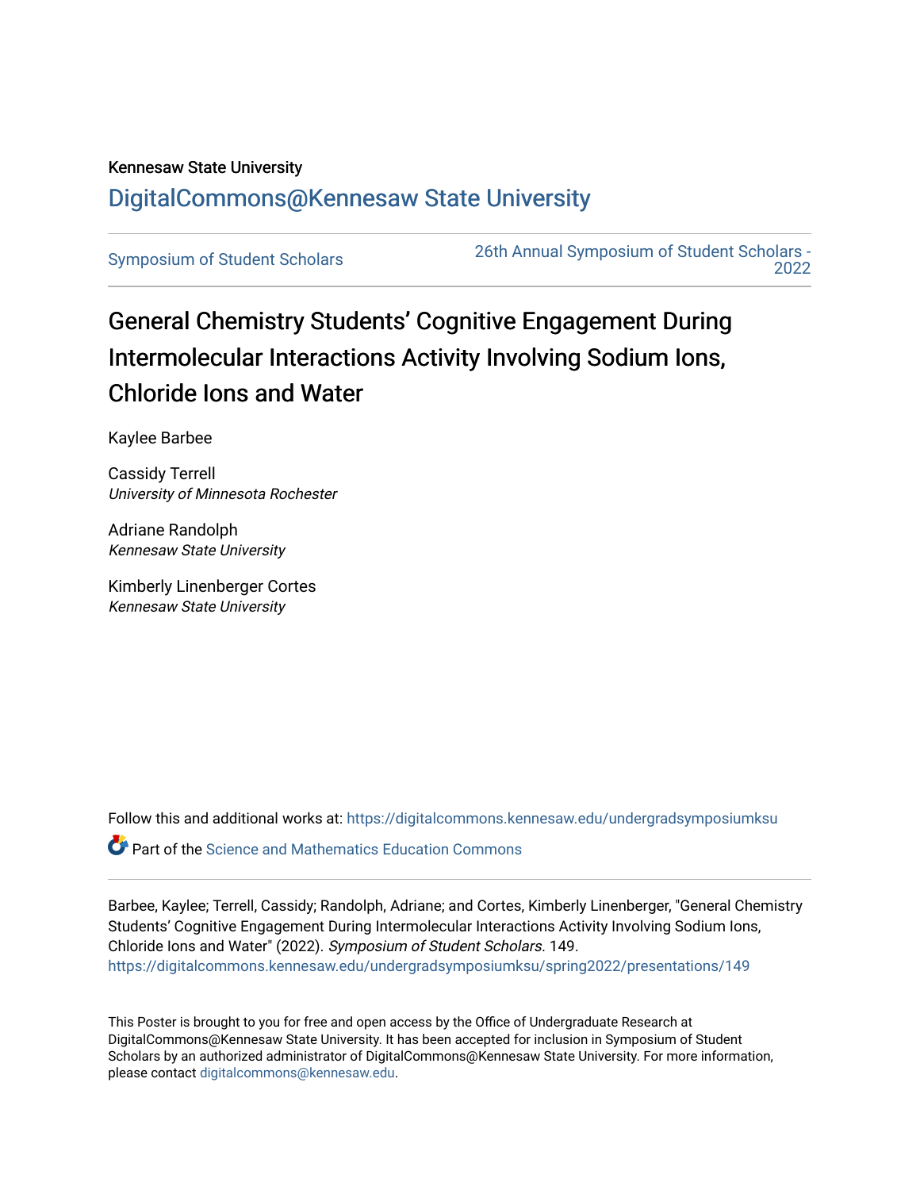Kennesaw State University

# DigitalCommons@Kennesaw State University

Symposium of Student Scholars

26th Annual Symposium of Student Scholars - 2022

## General Chemistry Students' Cognitive Engagement During Intermolecular Interactions Activity Involving Sodium Ions, Chloride Ions and Water

Kaylee Barbee

Cassidy Terrell
*University of Minnesota Rochester*

Adriane Randolph
*Kennesaw State University*

Kimberly Linenberger Cortes
*Kennesaw State University*

Follow this and additional works at: https://digitalcommons.kennesaw.edu/undergradsymposiumksu

Part of the Science and Mathematics Education Commons

Barbee, Kaylee; Terrell, Cassidy; Randolph, Adriane; and Cortes, Kimberly Linenberger, "General Chemistry Students' Cognitive Engagement During Intermolecular Interactions Activity Involving Sodium Ions, Chloride Ions and Water" (2022). *Symposium of Student Scholars*. 149.
https://digitalcommons.kennesaw.edu/undergradsymposiumksu/spring2022/presentations/149

This Poster is brought to you for free and open access by the Office of Undergraduate Research at DigitalCommons@Kennesaw State University. It has been accepted for inclusion in Symposium of Student Scholars by an authorized administrator of DigitalCommons@Kennesaw State University. For more information, please contact digitalcommons@kennesaw.edu.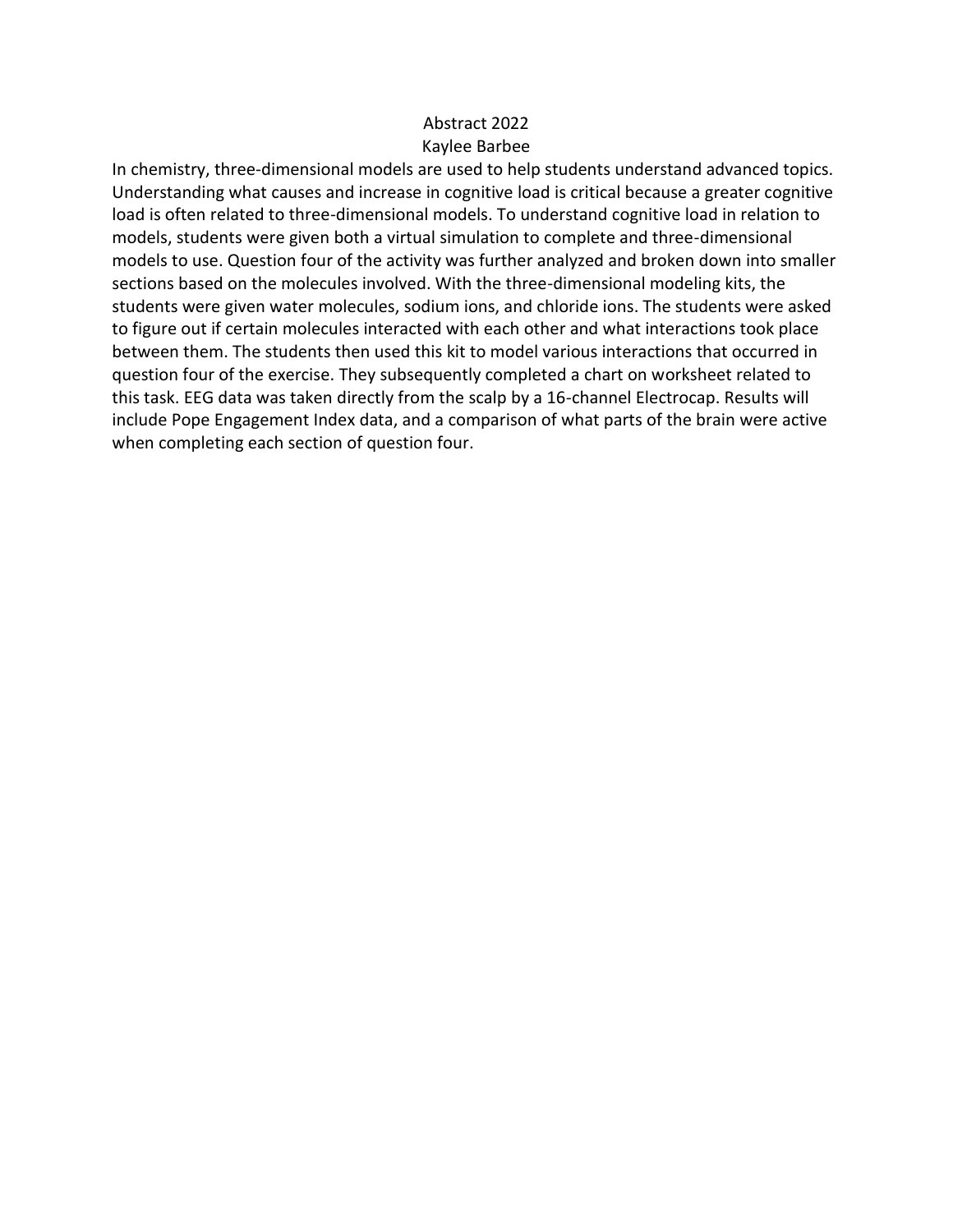# Abstract 2022

Kaylee Barbee

In chemistry, three-dimensional models are used to help students understand advanced topics. Understanding what causes and increase in cognitive load is critical because a greater cognitive load is often related to three-dimensional models. To understand cognitive load in relation to models, students were given both a virtual simulation to complete and three-dimensional models to use. Question four of the activity was further analyzed and broken down into smaller sections based on the molecules involved. With the three-dimensional modeling kits, the students were given water molecules, sodium ions, and chloride ions. The students were asked to figure out if certain molecules interacted with each other and what interactions took place between them. The students then used this kit to model various interactions that occurred in question four of the exercise. They subsequently completed a chart on worksheet related to this task. EEG data was taken directly from the scalp by a 16-channel Electrocap. Results will include Pope Engagement Index data, and a comparison of what parts of the brain were active when completing each section of question four.